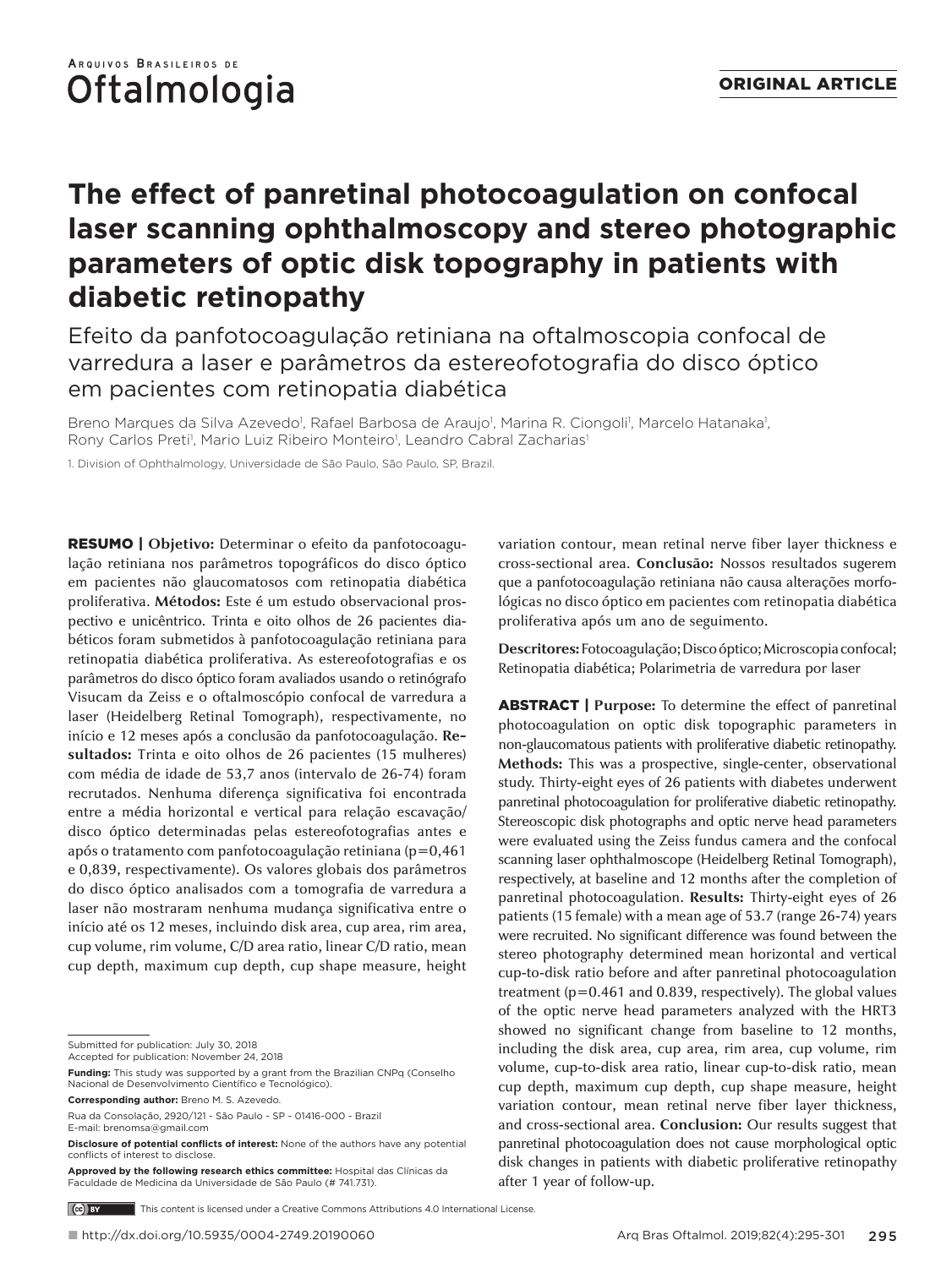ORIGINAL ARTICLE

# The effect of panretinal photocoagulation on confocal laser scanning ophthalmoscopy and stereo photographic parameters of optic disk topography in patients with diabetic retinopathy

## Efeito da panfotocoagulação retiniana na oftalmoscopia confocal de varredura a laser e parâmetros da estereofotografia do disco óptico em pacientes com retinopatia diabética

Breno Marques da Silva Azevedo[1], Rafael Barbosa de Araujo[1], Marina R. Ciongoli[1], Marcelo Hatanaka[1], Rony Carlos Preti[1], Mario Luiz Ribeiro Monteiro[1], Leandro Cabral Zacharias[1]

1. Division of Ophthalmology, Universidade de São Paulo, São Paulo, SP, Brazil.

**RESUMO | Objetivo:** Determinar o efeito da panfotocoagulação retiniana nos parâmetros topográficos do disco óptico em pacientes não glaucomatosos com retinopatia diabética proliferativa. **Métodos:** Este é um estudo observacional prospectivo e unicêntrico. Trinta e oito olhos de 26 pacientes diabéticos foram submetidos à panfotocoagulação retiniana para retinopatia diabética proliferativa. As estereofotografias e os parâmetros do disco óptico foram avaliados usando o retinógrafo Visucam da Zeiss e o oftalmoscópio confocal de varredura a laser (Heidelberg Retinal Tomograph), respectivamente, no início e 12 meses após a conclusão da panfotocoagulação. **Resultados:** Trinta e oito olhos de 26 pacientes (15 mulheres) com média de idade de 53,7 anos (intervalo de 26-74) foram recrutados. Nenhuma diferença significativa foi encontrada entre a média horizontal e vertical para relação escavação/disco óptico determinadas pelas estereofotografias antes e após o tratamento com panfotocoagulação retiniana (p=0,461 e 0,839, respectivamente). Os valores globais dos parâmetros do disco óptico analisados com a tomografia de varredura a laser não mostraram nenhuma mudança significativa entre o início até os 12 meses, incluindo disk area, cup area, rim area, cup volume, rim volume, C/D area ratio, linear C/D ratio, mean cup depth, maximum cup depth, cup shape measure, height variation contour, mean retinal nerve fiber layer thickness e cross-sectional area. **Conclusão:** Nossos resultados sugerem que a panfotocoagulação retiniana não causa alterações morfológicas no disco óptico em pacientes com retinopatia diabética proliferativa após um ano de seguimento.

**Descritores:** Fotocoagulação; Disco óptico; Microscopia confocal; Retinopatia diabética; Polarimetria de varredura por laser

**ABSTRACT | Purpose:** To determine the effect of panretinal photocoagulation on optic disk topographic parameters in non-glaucomatous patients with proliferative diabetic retinopathy. **Methods:** This was a prospective, single-center, observational study. Thirty-eight eyes of 26 patients with diabetes underwent panretinal photocoagulation for proliferative diabetic retinopathy. Stereoscopic disk photographs and optic nerve head parameters were evaluated using the Zeiss fundus camera and the confocal scanning laser ophthalmoscope (Heidelberg Retinal Tomograph), respectively, at baseline and 12 months after the completion of panretinal photocoagulation. **Results:** Thirty-eight eyes of 26 patients (15 female) with a mean age of 53.7 (range 26-74) years were recruited. No significant difference was found between the stereo photography determined mean horizontal and vertical cup-to-disk ratio before and after panretinal photocoagulation treatment (p=0.461 and 0.839, respectively). The global values of the optic nerve head parameters analyzed with the HRT3 showed no significant change from baseline to 12 months, including the disk area, cup area, rim area, cup volume, rim volume, cup-to-disk area ratio, linear cup-to-disk ratio, mean cup depth, maximum cup depth, cup shape measure, height variation contour, mean retinal nerve fiber layer thickness, and cross-sectional area. **Conclusion:** Our results suggest that panretinal photocoagulation does not cause morphological optic disk changes in patients with diabetic proliferative retinopathy after 1 year of follow-up.

Submitted for publication: July 30, 2018
Accepted for publication: November 24, 2018

**Funding:** This study was supported by a grant from the Brazilian CNPq (Conselho Nacional de Desenvolvimento Científico e Tecnológico).

**Corresponding author:** Breno M. S. Azevedo.
Rua da Consolação, 2920/121 - São Paulo - SP - 01416-000 - Brazil
E-mail: brenomsa@gmail.com

**Disclosure of potential conflicts of interest:** None of the authors have any potential conflicts of interest to disclose.

**Approved by the following research ethics committee:** Hospital das Clínicas da Faculdade de Medicina da Universidade de São Paulo (# 741.731).

This content is licensed under a Creative Commons Attributions 4.0 International License.

http://dx.doi.org/10.5935/0004-2749.20190060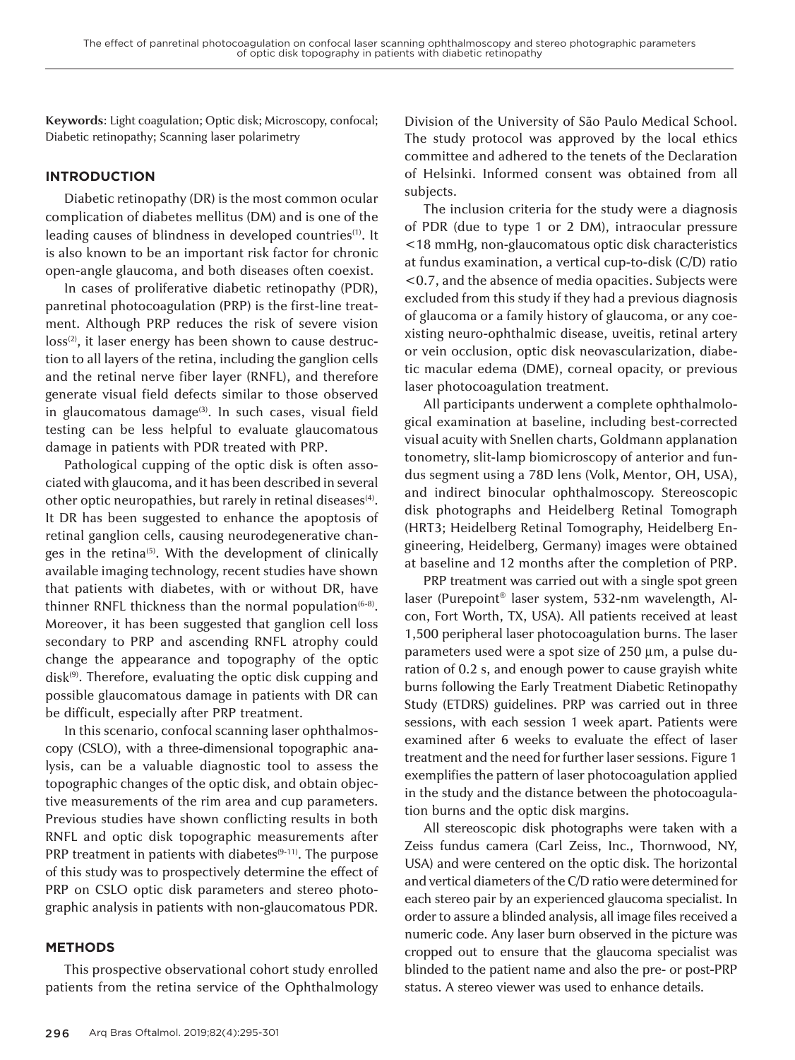**Keywords**: Light coagulation; Optic disk; Microscopy, confocal; Diabetic retinopathy; Scanning laser polarimetry

## INTRODUCTION

Diabetic retinopathy (DR) is the most common ocular complication of diabetes mellitus (DM) and is one of the leading causes of blindness in developed countries[1]. It is also known to be an important risk factor for chronic open-angle glaucoma, and both diseases often coexist.

In cases of proliferative diabetic retinopathy (PDR), panretinal photocoagulation (PRP) is the first-line treatment. Although PRP reduces the risk of severe vision loss[2], it laser energy has been shown to cause destruction to all layers of the retina, including the ganglion cells and the retinal nerve fiber layer (RNFL), and therefore generate visual field defects similar to those observed in glaucomatous damage[3]. In such cases, visual field testing can be less helpful to evaluate glaucomatous damage in patients with PDR treated with PRP.

Pathological cupping of the optic disk is often associated with glaucoma, and it has been described in several other optic neuropathies, but rarely in retinal diseases[4]. It DR has been suggested to enhance the apoptosis of retinal ganglion cells, causing neurodegenerative changes in the retina[5]. With the development of clinically available imaging technology, recent studies have shown that patients with diabetes, with or without DR, have thinner RNFL thickness than the normal population[6-8]. Moreover, it has been suggested that ganglion cell loss secondary to PRP and ascending RNFL atrophy could change the appearance and topography of the optic disk[9]. Therefore, evaluating the optic disk cupping and possible glaucomatous damage in patients with DR can be difficult, especially after PRP treatment.

In this scenario, confocal scanning laser ophthalmoscopy (CSLO), with a three-dimensional topographic analysis, can be a valuable diagnostic tool to assess the topographic changes of the optic disk, and obtain objective measurements of the rim area and cup parameters. Previous studies have shown conflicting results in both RNFL and optic disk topographic measurements after PRP treatment in patients with diabetes[9-11]. The purpose of this study was to prospectively determine the effect of PRP on CSLO optic disk parameters and stereo photographic analysis in patients with non-glaucomatous PDR.

## METHODS

This prospective observational cohort study enrolled patients from the retina service of the Ophthalmology Division of the University of São Paulo Medical School. The study protocol was approved by the local ethics committee and adhered to the tenets of the Declaration of Helsinki. Informed consent was obtained from all subjects.

The inclusion criteria for the study were a diagnosis of PDR (due to type 1 or 2 DM), intraocular pressure <18 mmHg, non-glaucomatous optic disk characteristics at fundus examination, a vertical cup-to-disk (C/D) ratio <0.7, and the absence of media opacities. Subjects were excluded from this study if they had a previous diagnosis of glaucoma or a family history of glaucoma, or any coexisting neuro-ophthalmic disease, uveitis, retinal artery or vein occlusion, optic disk neovascularization, diabetic macular edema (DME), corneal opacity, or previous laser photocoagulation treatment.

All participants underwent a complete ophthalmological examination at baseline, including best-corrected visual acuity with Snellen charts, Goldmann applanation tonometry, slit-lamp biomicroscopy of anterior and fundus segment using a 78D lens (Volk, Mentor, OH, USA), and indirect binocular ophthalmoscopy. Stereoscopic disk photographs and Heidelberg Retinal Tomograph (HRT3; Heidelberg Retinal Tomography, Heidelberg Engineering, Heidelberg, Germany) images were obtained at baseline and 12 months after the completion of PRP.

PRP treatment was carried out with a single spot green laser (Purepoint® laser system, 532-nm wavelength, Alcon, Fort Worth, TX, USA). All patients received at least 1,500 peripheral laser photocoagulation burns. The laser parameters used were a spot size of 250 µm, a pulse duration of 0.2 s, and enough power to cause grayish white burns following the Early Treatment Diabetic Retinopathy Study (ETDRS) guidelines. PRP was carried out in three sessions, with each session 1 week apart. Patients were examined after 6 weeks to evaluate the effect of laser treatment and the need for further laser sessions. Figure 1 exemplifies the pattern of laser photocoagulation applied in the study and the distance between the photocoagulation burns and the optic disk margins.

All stereoscopic disk photographs were taken with a Zeiss fundus camera (Carl Zeiss, Inc., Thornwood, NY, USA) and were centered on the optic disk. The horizontal and vertical diameters of the C/D ratio were determined for each stereo pair by an experienced glaucoma specialist. In order to assure a blinded analysis, all image files received a numeric code. Any laser burn observed in the picture was cropped out to ensure that the glaucoma specialist was blinded to the patient name and also the pre- or post-PRP status. A stereo viewer was used to enhance details.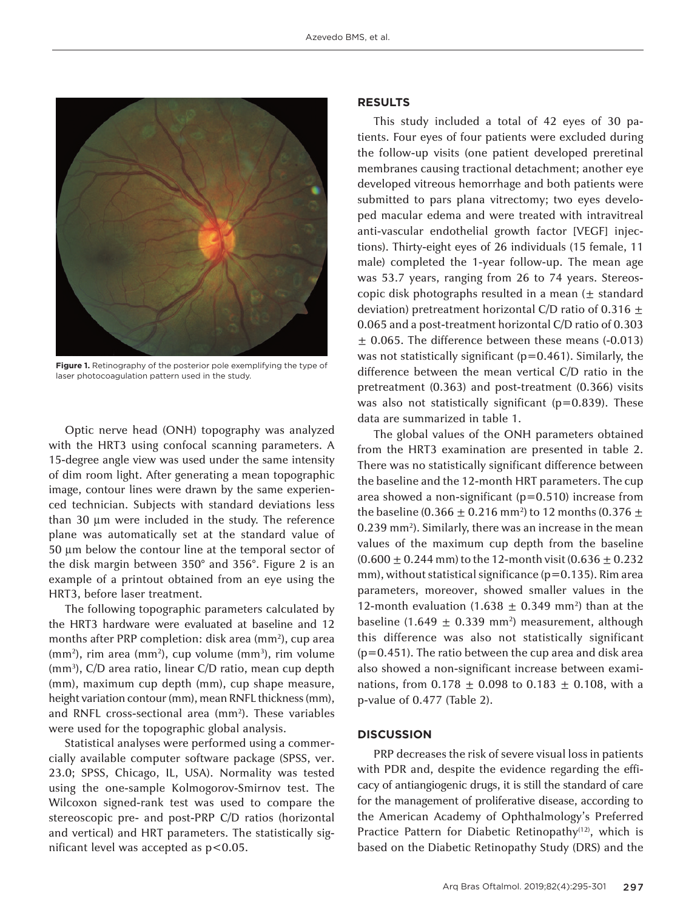Figure 1. Retinography of the posterior pole exemplifying the type of laser photocoagulation pattern used in the study.

Optic nerve head (ONH) topography was analyzed with the HRT3 using confocal scanning parameters. A 15-degree angle view was used under the same intensity of dim room light. After generating a mean topographic image, contour lines were drawn by the same experienced technician. Subjects with standard deviations less than 30 µm were included in the study. The reference plane was automatically set at the standard value of 50 µm below the contour line at the temporal sector of the disk margin between 350° and 356°. Figure 2 is an example of a printout obtained from an eye using the HRT3, before laser treatment.

The following topographic parameters calculated by the HRT3 hardware were evaluated at baseline and 12 months after PRP completion: disk area ($mm^2$), cup area ($mm^2$), rim area ($mm^2$), cup volume ($mm^3$), rim volume ($mm^3$), C/D area ratio, linear C/D ratio, mean cup depth (mm), maximum cup depth (mm), cup shape measure, height variation contour (mm), mean RNFL thickness (mm), and RNFL cross-sectional area ($mm^2$). These variables were used for the topographic global analysis.

Statistical analyses were performed using a commercially available computer software package (SPSS, ver. 23.0; SPSS, Chicago, IL, USA). Normality was tested using the one-sample Kolmogorov-Smirnov test. The Wilcoxon signed-rank test was used to compare the stereoscopic pre- and post-PRP C/D ratios (horizontal and vertical) and HRT parameters. The statistically significant level was accepted as $p<0.05$.

## RESULTS

This study included a total of 42 eyes of 30 patients. Four eyes of four patients were excluded during the follow-up visits (one patient developed preretinal membranes causing tractional detachment; another eye developed vitreous hemorrhage and both patients were submitted to pars plana vitrectomy; two eyes developed macular edema and were treated with intravitreal anti-vascular endothelial growth factor [VEGF] injections). Thirty-eight eyes of 26 individuals (15 female, 11 male) completed the 1-year follow-up. The mean age was 53.7 years, ranging from 26 to 74 years. Stereoscopic disk photographs resulted in a mean (± standard deviation) pretreatment horizontal C/D ratio of 0.316 ± 0.065 and a post-treatment horizontal C/D ratio of 0.303 ± 0.065. The difference between these means (-0.013) was not statistically significant ($p=0.461$). Similarly, the difference between the mean vertical C/D ratio in the pretreatment (0.363) and post-treatment (0.366) visits was also not statistically significant ($p=0.839$). These data are summarized in table 1.

The global values of the ONH parameters obtained from the HRT3 examination are presented in table 2. There was no statistically significant difference between the baseline and the 12-month HRT parameters. The cup area showed a non-significant ($p=0.510$) increase from the baseline (0.366 ± 0.216 $mm^2$) to 12 months (0.376 ± 0.239 $mm^2$). Similarly, there was an increase in the mean values of the maximum cup depth from the baseline (0.600 ± 0.244 mm) to the 12-month visit (0.636 ± 0.232 mm), without statistical significance ($p=0.135$). Rim area parameters, moreover, showed smaller values in the 12-month evaluation (1.638 ± 0.349 $mm^2$) than at the baseline (1.649 ± 0.339 $mm^2$) measurement, although this difference was also not statistically significant ($p=0.451$). The ratio between the cup area and disk area also showed a non-significant increase between examinations, from 0.178 ± 0.098 to 0.183 ± 0.108, with a p-value of 0.477 (Table 2).

## DISCUSSION

PRP decreases the risk of severe visual loss in patients with PDR and, despite the evidence regarding the efficacy of antiangiogenic drugs, it is still the standard of care for the management of proliferative disease, according to the American Academy of Ophthalmology's Preferred Practice Pattern for Diabetic Retinopathy[12], which is based on the Diabetic Retinopathy Study (DRS) and the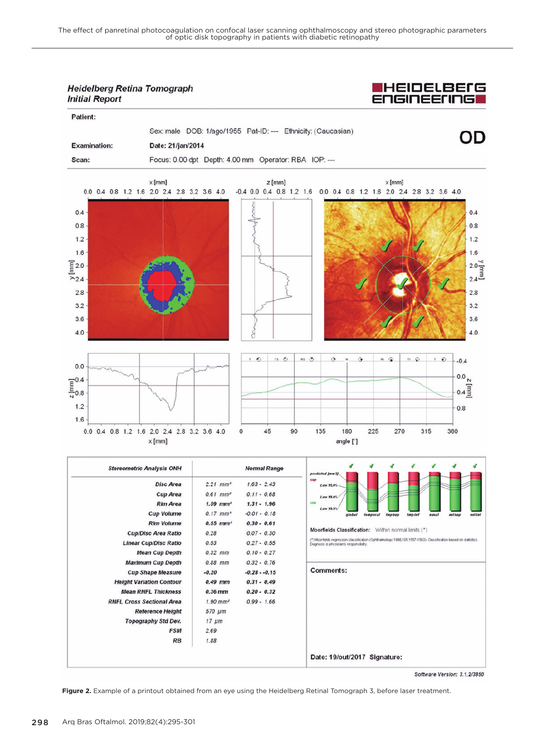**Heidelberg Retina Tomograph**
**Initial Report**

HEIDELBERG ENGINEERING

**Patient:**

Sex: male DOB: 1/ago/1955 Pat-ID: --- Ethnicity: (Caucasian)

**OD**

**Examination:** Date: 21/jan/2014

**Scan:** Focus: 0.00 dpt Depth: 4.00 mm Operator: RBA IOP: ---

| Stereometric Analysis ONH | | Normal Range |
|---|---|---|
| Disc Area | 2.21 mm² | 1.63 - 2.43 |
| Cup Area | 0.61 mm² | 0.11 - 0.68 |
| Rim Area | 1.59 mm² | 1.31 - 1.96 |
| Cup Volume | 0.17 mm³ | -0.01 - 0.18 |
| Rim Volume | 0.55 mm³ | 0.30 - 0.61 |
| Cup/Disc Area Ratio | 0.28 | 0.07 - 0.30 |
| Linear Cup/Disc Ratio | 0.53 | 0.27 - 0.55 |
| Mean Cup Depth | 0.32 mm | 0.10 - 0.27 |
| Maximum Cup Depth | 0.88 mm | 0.32 - 0.76 |
| Cup Shape Measure | -0.20 | -0.28 - -0.15 |
| Height Variation Contour | 0.49 mm | 0.31 - 0.49 |
| Mean RNFL Thickness | 0.36 mm | 0.20 - 0.32 |
| RNFL Cross Sectional Area | 1.90 mm² | 0.99 - 1.66 |
| Reference Height | 570 µm | |
| Topography Std Dev. | 17 µm | |
| FSM | 2.69 | |
| RB | 1.88 | |

Moorfields Classification: Within normal limits (*)

(*) Moorfields regression classification (Ophthalmology 1998;105:1557-1563). Classification based on statistics. Diagnosis is physician's responsibility.

**Comments:**

**Date:** 19/out/2017 **Signature:**

Software Version: 3.1.2/3850

**Figure 2.** Example of a printout obtained from an eye using the Heidelberg Retinal Tomograph 3, before laser treatment.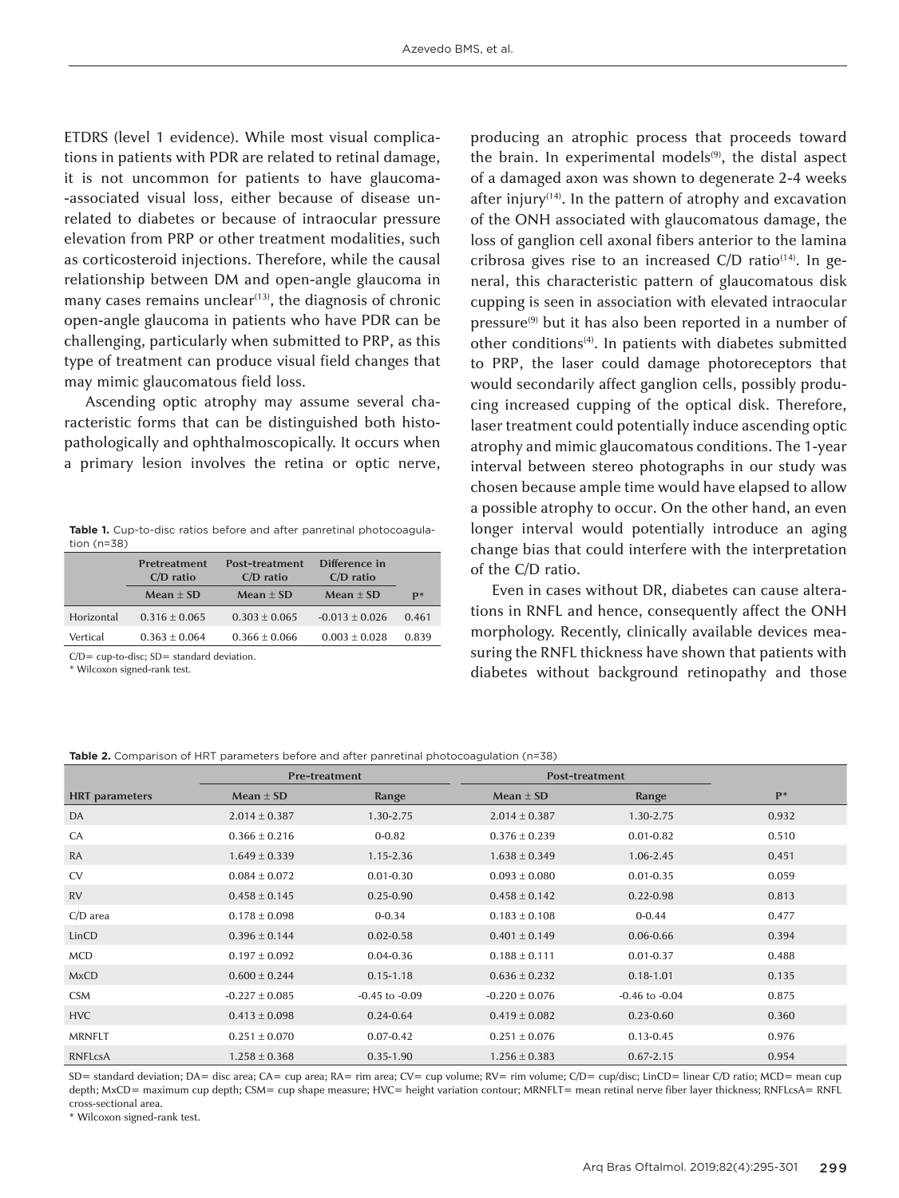ETDRS (level 1 evidence). While most visual complications in patients with PDR are related to retinal damage, it is not uncommon for patients to have glaucoma-associated visual loss, either because of disease unrelated to diabetes or because of intraocular pressure elevation from PRP or other treatment modalities, such as corticosteroid injections. Therefore, while the causal relationship between DM and open-angle glaucoma in many cases remains unclear[13], the diagnosis of chronic open-angle glaucoma in patients who have PDR can be challenging, particularly when submitted to PRP, as this type of treatment can produce visual field changes that may mimic glaucomatous field loss.

Ascending optic atrophy may assume several characteristic forms that can be distinguished both histopathologically and ophthalmoscopically. It occurs when a primary lesion involves the retina or optic nerve, producing an atrophic process that proceeds toward the brain. In experimental models[9], the distal aspect of a damaged axon was shown to degenerate 2-4 weeks after injury[14]. In the pattern of atrophy and excavation of the ONH associated with glaucomatous damage, the loss of ganglion cell axonal fibers anterior to the lamina cribrosa gives rise to an increased C/D ratio[14]. In general, this characteristic pattern of glaucomatous disk cupping is seen in association with elevated intraocular pressure[9] but it has also been reported in a number of other conditions[4]. In patients with diabetes submitted to PRP, the laser could damage photoreceptors that would secondarily affect ganglion cells, possibly producing increased cupping of the optical disk. Therefore, laser treatment could potentially induce ascending optic atrophy and mimic glaucomatous conditions. The 1-year interval between stereo photographs in our study was chosen because ample time would have elapsed to allow a possible atrophy to occur. On the other hand, an even longer interval would potentially introduce an aging change bias that could interfere with the interpretation of the C/D ratio.

Even in cases without DR, diabetes can cause alterations in RNFL and hence, consequently affect the ONH morphology. Recently, clinically available devices measuring the RNFL thickness have shown that patients with diabetes without background retinopathy and those

**Table 1.** Cup-to-disc ratios before and after panretinal photocoagulation (n=38)

| | Pretreatment C/D ratio | Post-treatment C/D ratio | Difference in C/D ratio | |
|---|---|---|---|---|
| | Mean ± SD | Mean ± SD | Mean ± SD | P* |
| Horizontal | 0.316 ± 0.065 | 0.303 ± 0.065 | -0.013 ± 0.026 | 0.461 |
| Vertical | 0.363 ± 0.064 | 0.366 ± 0.066 | 0.003 ± 0.028 | 0.839 |

C/D= cup-to-disc; SD= standard deviation.

* Wilcoxon signed-rank test.

**Table 2.** Comparison of HRT parameters before and after panretinal photocoagulation (n=38)

| | Pre-treatment | | Post-treatment | | |
|---|---|---|---|---|---|
| HRT parameters | Mean ± SD | Range | Mean ± SD | Range | P* |
| DA | 2.014 ± 0.387 | 1.30-2.75 | 2.014 ± 0.387 | 1.30-2.75 | 0.932 |
| CA | 0.366 ± 0.216 | 0-0.82 | 0.376 ± 0.239 | 0.01-0.82 | 0.510 |
| RA | 1.649 ± 0.339 | 1.15-2.36 | 1.638 ± 0.349 | 1.06-2.45 | 0.451 |
| CV | 0.084 ± 0.072 | 0.01-0.30 | 0.093 ± 0.080 | 0.01-0.35 | 0.059 |
| RV | 0.458 ± 0.145 | 0.25-0.90 | 0.458 ± 0.142 | 0.22-0.98 | 0.813 |
| C/D area | 0.178 ± 0.098 | 0-0.34 | 0.183 ± 0.108 | 0-0.44 | 0.477 |
| LinCD | 0.396 ± 0.144 | 0.02-0.58 | 0.401 ± 0.149 | 0.06-0.66 | 0.394 |
| MCD | 0.197 ± 0.092 | 0.04-0.36 | 0.188 ± 0.111 | 0.01-0.37 | 0.488 |
| MxCD | 0.600 ± 0.244 | 0.15-1.18 | 0.636 ± 0.232 | 0.18-1.01 | 0.135 |
| CSM | -0.227 ± 0.085 | -0.45 to -0.09 | -0.220 ± 0.076 | -0.46 to -0.04 | 0.875 |
| HVC | 0.413 ± 0.098 | 0.24-0.64 | 0.419 ± 0.082 | 0.23-0.60 | 0.360 |
| MRNFLT | 0.251 ± 0.070 | 0.07-0.42 | 0.251 ± 0.076 | 0.13-0.45 | 0.976 |
| RNFLcsA | 1.258 ± 0.368 | 0.35-1.90 | 1.256 ± 0.383 | 0.67-2.15 | 0.954 |

SD= standard deviation; DA= disc area; CA= cup area; RA= rim area; CV= cup volume; RV= rim volume; C/D= cup/disc; LinCD= linear C/D ratio; MCD= mean cup depth; MxCD= maximum cup depth; CSM= cup shape measure; HVC= height variation contour; MRNFLT= mean retinal nerve fiber layer thickness; RNFLcsA= RNFL cross-sectional area.

* Wilcoxon signed-rank test.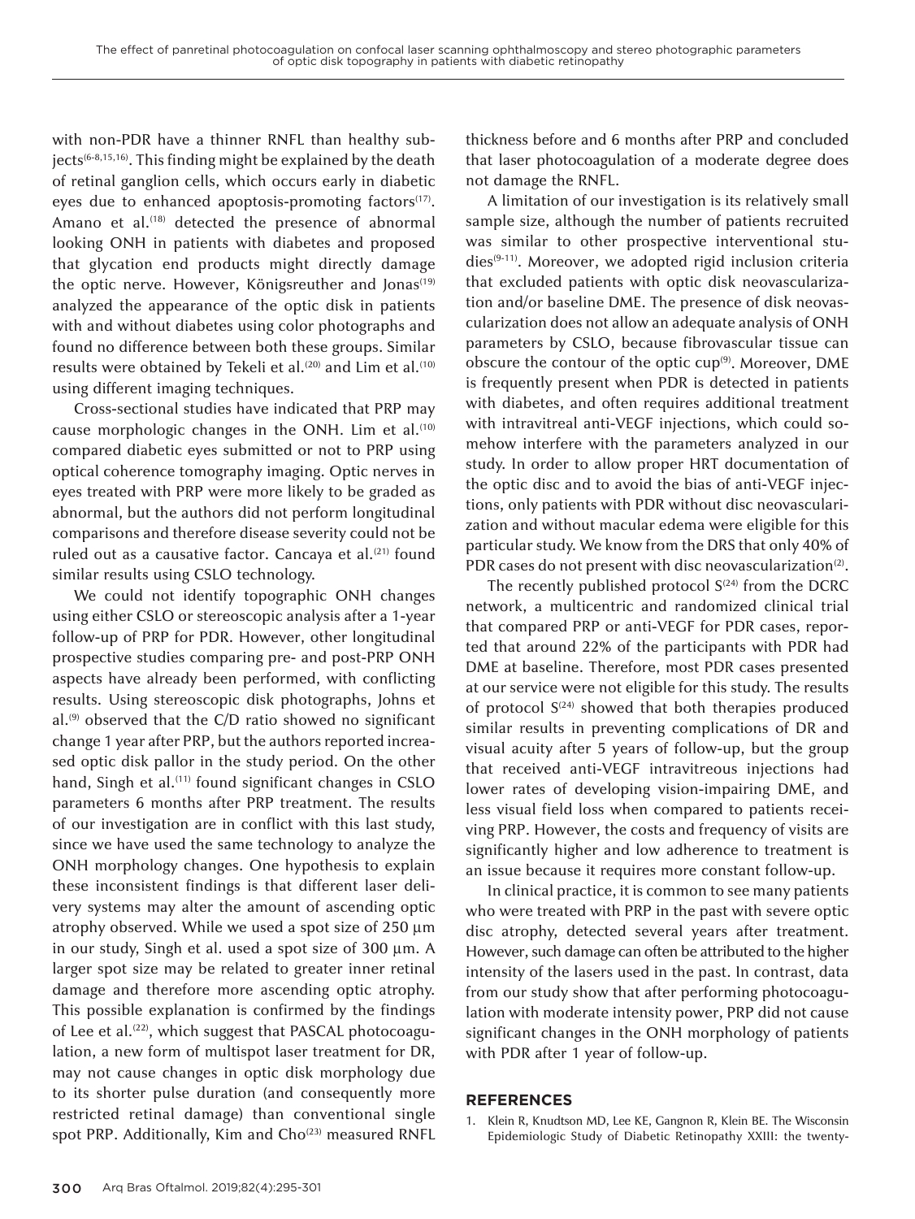with non-PDR have a thinner RNFL than healthy subjects[6-8,15,16]. This finding might be explained by the death of retinal ganglion cells, which occurs early in diabetic eyes due to enhanced apoptosis-promoting factors[17]. Amano et al.[18] detected the presence of abnormal looking ONH in patients with diabetes and proposed that glycation end products might directly damage the optic nerve. However, Königsreuther and Jonas[19] analyzed the appearance of the optic disk in patients with and without diabetes using color photographs and found no difference between both these groups. Similar results were obtained by Tekeli et al.[20] and Lim et al.[10] using different imaging techniques.

Cross-sectional studies have indicated that PRP may cause morphologic changes in the ONH. Lim et al.[10] compared diabetic eyes submitted or not to PRP using optical coherence tomography imaging. Optic nerves in eyes treated with PRP were more likely to be graded as abnormal, but the authors did not perform longitudinal comparisons and therefore disease severity could not be ruled out as a causative factor. Cancaya et al.[21] found similar results using CSLO technology.

We could not identify topographic ONH changes using either CSLO or stereoscopic analysis after a 1-year follow-up of PRP for PDR. However, other longitudinal prospective studies comparing pre- and post-PRP ONH aspects have already been performed, with conflicting results. Using stereoscopic disk photographs, Johns et al.[9] observed that the C/D ratio showed no significant change 1 year after PRP, but the authors reported increased optic disk pallor in the study period. On the other hand, Singh et al.[11] found significant changes in CSLO parameters 6 months after PRP treatment. The results of our investigation are in conflict with this last study, since we have used the same technology to analyze the ONH morphology changes. One hypothesis to explain these inconsistent findings is that different laser delivery systems may alter the amount of ascending optic atrophy observed. While we used a spot size of 250 µm in our study, Singh et al. used a spot size of 300 µm. A larger spot size may be related to greater inner retinal damage and therefore more ascending optic atrophy. This possible explanation is confirmed by the findings of Lee et al.[22], which suggest that PASCAL photocoagulation, a new form of multispot laser treatment for DR, may not cause changes in optic disk morphology due to its shorter pulse duration (and consequently more restricted retinal damage) than conventional single spot PRP. Additionally, Kim and Cho[23] measured RNFL thickness before and 6 months after PRP and concluded that laser photocoagulation of a moderate degree does not damage the RNFL.

A limitation of our investigation is its relatively small sample size, although the number of patients recruited was similar to other prospective interventional studies[9-11]. Moreover, we adopted rigid inclusion criteria that excluded patients with optic disk neovascularization and/or baseline DME. The presence of disk neovascularization does not allow an adequate analysis of ONH parameters by CSLO, because fibrovascular tissue can obscure the contour of the optic cup[9]. Moreover, DME is frequently present when PDR is detected in patients with diabetes, and often requires additional treatment with intravitreal anti-VEGF injections, which could somehow interfere with the parameters analyzed in our study. In order to allow proper HRT documentation of the optic disc and to avoid the bias of anti-VEGF injections, only patients with PDR without disc neovascularization and without macular edema were eligible for this particular study. We know from the DRS that only 40% of PDR cases do not present with disc neovascularization[2].

The recently published protocol S[24] from the DCRC network, a multicentric and randomized clinical trial that compared PRP or anti-VEGF for PDR cases, reported that around 22% of the participants with PDR had DME at baseline. Therefore, most PDR cases presented at our service were not eligible for this study. The results of protocol S[24] showed that both therapies produced similar results in preventing complications of DR and visual acuity after 5 years of follow-up, but the group that received anti-VEGF intravitreous injections had lower rates of developing vision-impairing DME, and less visual field loss when compared to patients receiving PRP. However, the costs and frequency of visits are significantly higher and low adherence to treatment is an issue because it requires more constant follow-up.

In clinical practice, it is common to see many patients who were treated with PRP in the past with severe optic disc atrophy, detected several years after treatment. However, such damage can often be attributed to the higher intensity of the lasers used in the past. In contrast, data from our study show that after performing photocoagulation with moderate intensity power, PRP did not cause significant changes in the ONH morphology of patients with PDR after 1 year of follow-up.

## REFERENCES

1. Klein R, Knudtson MD, Lee KE, Gangnon R, Klein BE. The Wisconsin Epidemiologic Study of Diabetic Retinopathy XXIII: the twenty-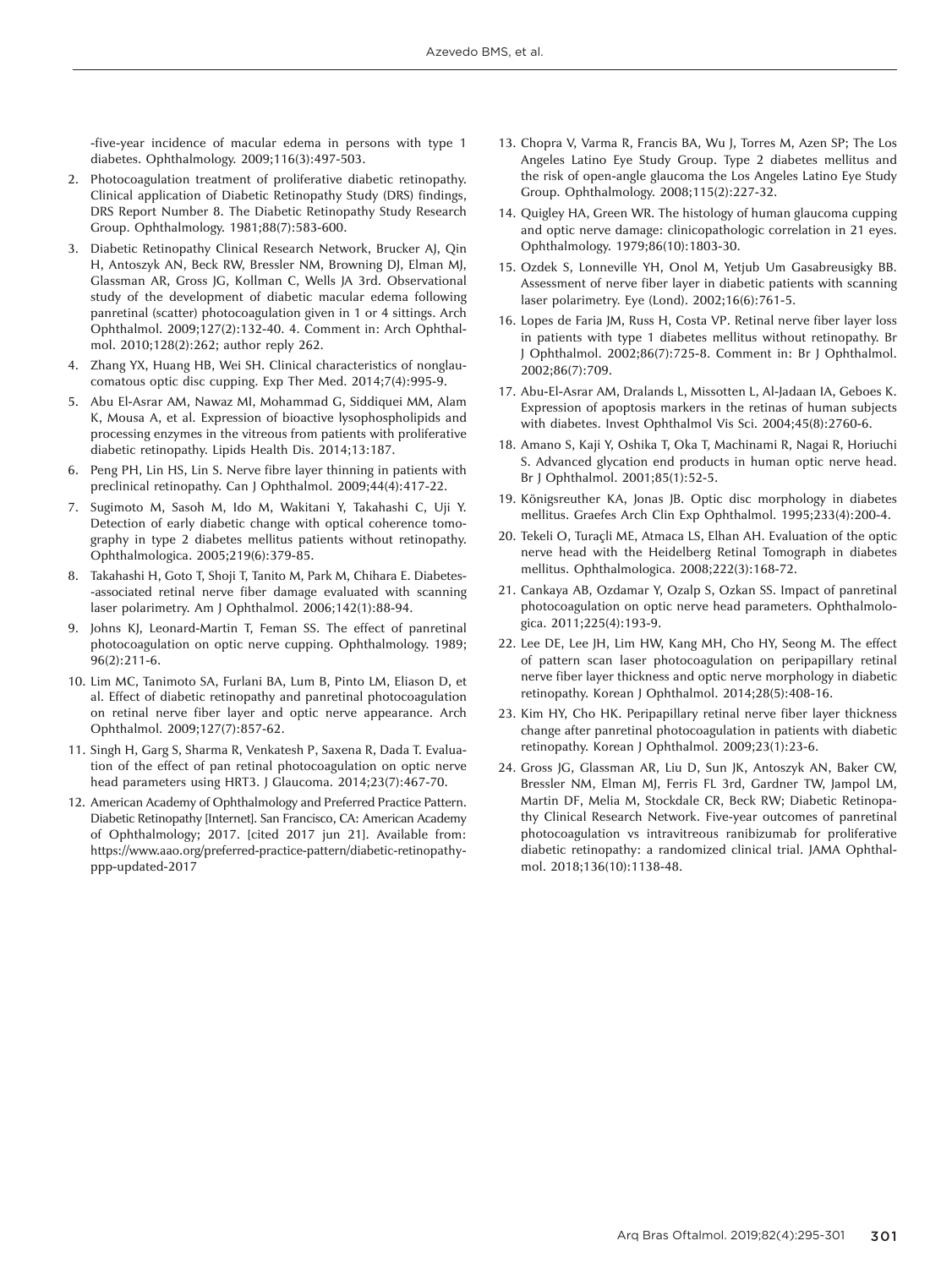-five-year incidence of macular edema in persons with type 1 diabetes. Ophthalmology. 2009;116(3):497-503.

2. Photocoagulation treatment of proliferative diabetic retinopathy. Clinical application of Diabetic Retinopathy Study (DRS) findings, DRS Report Number 8. The Diabetic Retinopathy Study Research Group. Ophthalmology. 1981;88(7):583-600.
3. Diabetic Retinopathy Clinical Research Network, Brucker AJ, Qin H, Antoszyk AN, Beck RW, Bressler NM, Browning DJ, Elman MJ, Glassman AR, Gross JG, Kollman C, Wells JA 3rd. Observational study of the development of diabetic macular edema following panretinal (scatter) photocoagulation given in 1 or 4 sittings. Arch Ophthalmol. 2009;127(2):132-40. 4. Comment in: Arch Ophthalmol. 2010;128(2):262; author reply 262.
4. Zhang YX, Huang HB, Wei SH. Clinical characteristics of nonglaucomatous optic disc cupping. Exp Ther Med. 2014;7(4):995-9.
5. Abu El-Asrar AM, Nawaz MI, Mohammad G, Siddiquei MM, Alam K, Mousa A, et al. Expression of bioactive lysophospholipids and processing enzymes in the vitreous from patients with proliferative diabetic retinopathy. Lipids Health Dis. 2014;13:187.
6. Peng PH, Lin HS, Lin S. Nerve fibre layer thinning in patients with preclinical retinopathy. Can J Ophthalmol. 2009;44(4):417-22.
7. Sugimoto M, Sasoh M, Ido M, Wakitani Y, Takahashi C, Uji Y. Detection of early diabetic change with optical coherence tomography in type 2 diabetes mellitus patients without retinopathy. Ophthalmologica. 2005;219(6):379-85.
8. Takahashi H, Goto T, Shoji T, Tanito M, Park M, Chihara E. Diabetes--associated retinal nerve fiber damage evaluated with scanning laser polarimetry. Am J Ophthalmol. 2006;142(1):88-94.
9. Johns KJ, Leonard-Martin T, Feman SS. The effect of panretinal photocoagulation on optic nerve cupping. Ophthalmology. 1989; 96(2):211-6.
10. Lim MC, Tanimoto SA, Furlani BA, Lum B, Pinto LM, Eliason D, et al. Effect of diabetic retinopathy and panretinal photocoagulation on retinal nerve fiber layer and optic nerve appearance. Arch Ophthalmol. 2009;127(7):857-62.
11. Singh H, Garg S, Sharma R, Venkatesh P, Saxena R, Dada T. Evaluation of the effect of pan retinal photocoagulation on optic nerve head parameters using HRT3. J Glaucoma. 2014;23(7):467-70.
12. American Academy of Ophthalmology and Preferred Practice Pattern. Diabetic Retinopathy [Internet]. San Francisco, CA: American Academy of Ophthalmology; 2017. [cited 2017 jun 21]. Available from: https://www.aao.org/preferred-practice-pattern/diabetic-retinopathy-ppp-updated-2017
13. Chopra V, Varma R, Francis BA, Wu J, Torres M, Azen SP; The Los Angeles Latino Eye Study Group. Type 2 diabetes mellitus and the risk of open-angle glaucoma the Los Angeles Latino Eye Study Group. Ophthalmology. 2008;115(2):227-32.
14. Quigley HA, Green WR. The histology of human glaucoma cupping and optic nerve damage: clinicopathologic correlation in 21 eyes. Ophthalmology. 1979;86(10):1803-30.
15. Ozdek S, Lonneville YH, Onol M, Yetjub Um Gasabreusigky BB. Assessment of nerve fiber layer in diabetic patients with scanning laser polarimetry. Eye (Lond). 2002;16(6):761-5.
16. Lopes de Faria JM, Russ H, Costa VP. Retinal nerve fiber layer loss in patients with type 1 diabetes mellitus without retinopathy. Br J Ophthalmol. 2002;86(7):725-8. Comment in: Br J Ophthalmol. 2002;86(7):709.
17. Abu-El-Asrar AM, Dralands L, Missotten L, Al-Jadaan IA, Geboes K. Expression of apoptosis markers in the retinas of human subjects with diabetes. Invest Ophthalmol Vis Sci. 2004;45(8):2760-6.
18. Amano S, Kaji Y, Oshika T, Oka T, Machinami R, Nagai R, Horiuchi S. Advanced glycation end products in human optic nerve head. Br J Ophthalmol. 2001;85(1):52-5.
19. Königsreuther KA, Jonas JB. Optic disc morphology in diabetes mellitus. Graefes Arch Clin Exp Ophthalmol. 1995;233(4):200-4.
20. Tekeli O, Turaçli ME, Atmaca LS, Elhan AH. Evaluation of the optic nerve head with the Heidelberg Retinal Tomograph in diabetes mellitus. Ophthalmologica. 2008;222(3):168-72.
21. Cankaya AB, Ozdamar Y, Ozalp S, Ozkan SS. Impact of panretinal photocoagulation on optic nerve head parameters. Ophthalmologica. 2011;225(4):193-9.
22. Lee DE, Lee JH, Lim HW, Kang MH, Cho HY, Seong M. The effect of pattern scan laser photocoagulation on peripapillary retinal nerve fiber layer thickness and optic nerve morphology in diabetic retinopathy. Korean J Ophthalmol. 2014;28(5):408-16.
23. Kim HY, Cho HK. Peripapillary retinal nerve fiber layer thickness change after panretinal photocoagulation in patients with diabetic retinopathy. Korean J Ophthalmol. 2009;23(1):23-6.
24. Gross JG, Glassman AR, Liu D, Sun JK, Antoszyk AN, Baker CW, Bressler NM, Elman MJ, Ferris FL 3rd, Gardner TW, Jampol LM, Martin DF, Melia M, Stockdale CR, Beck RW; Diabetic Retinopathy Clinical Research Network. Five-year outcomes of panretinal photocoagulation vs intravitreous ranibizumab for proliferative diabetic retinopathy: a randomized clinical trial. JAMA Ophthalmol. 2018;136(10):1138-48.